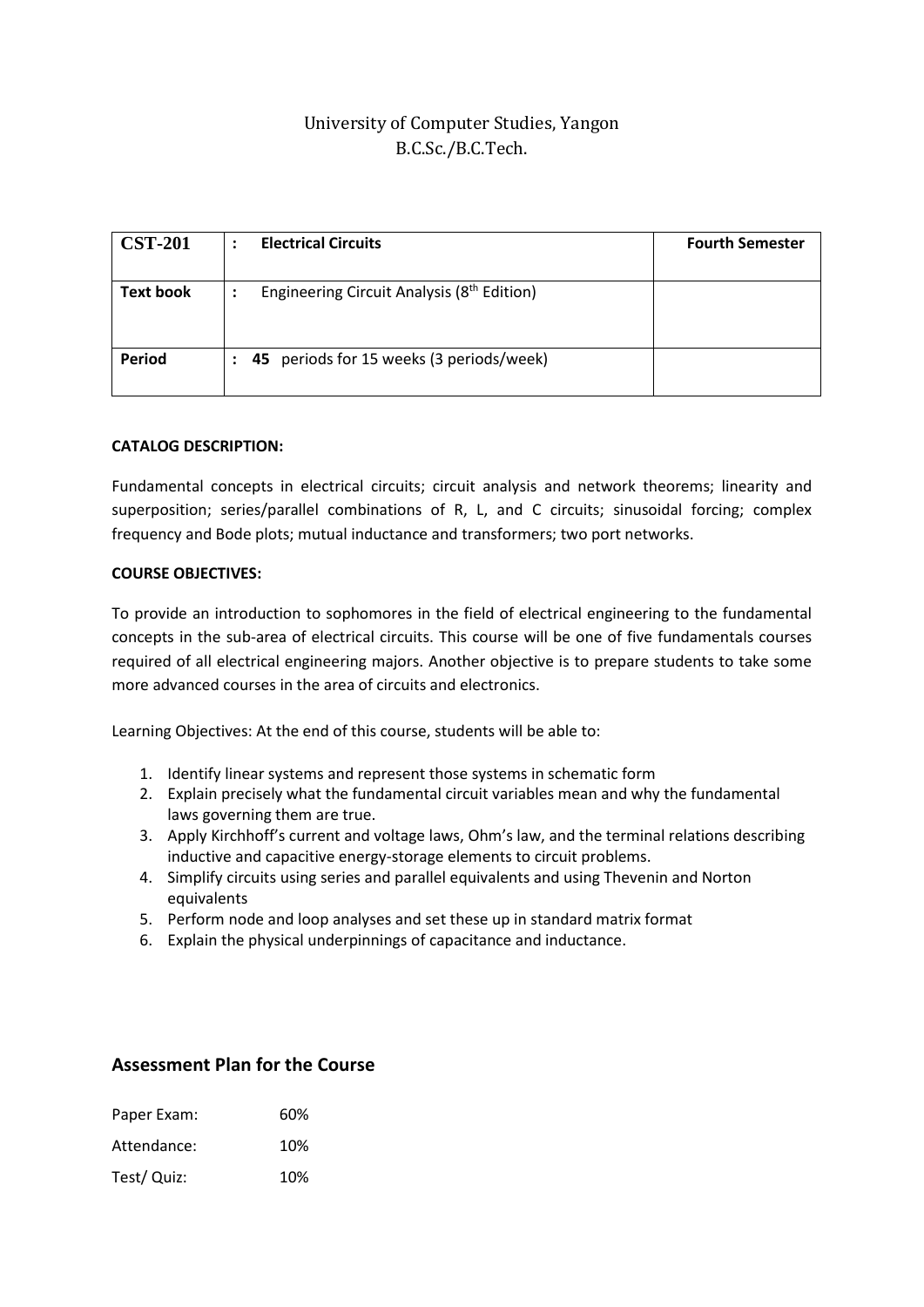University of Computer Studies, Yangon
B.C.Sc./B.C.Tech.

| **CST-201** | : **Electrical Circuits** | **Fourth Semester** |
|---|---|---|
| **Text book** | : Engineering Circuit Analysis (8th Edition) | |
| **Period** | : **45** periods for 15 weeks (3 periods/week) | |

**CATALOG DESCRIPTION:**

Fundamental concepts in electrical circuits; circuit analysis and network theorems; linearity and superposition; series/parallel combinations of R, L, and C circuits; sinusoidal forcing; complex frequency and Bode plots; mutual inductance and transformers; two port networks.

**COURSE OBJECTIVES:**

To provide an introduction to sophomores in the field of electrical engineering to the fundamental concepts in the sub-area of electrical circuits. This course will be one of five fundamentals courses required of all electrical engineering majors. Another objective is to prepare students to take some more advanced courses in the area of circuits and electronics.

Learning Objectives: At the end of this course, students will be able to:

1. Identify linear systems and represent those systems in schematic form
2. Explain precisely what the fundamental circuit variables mean and why the fundamental laws governing them are true.
3. Apply Kirchhoff's current and voltage laws, Ohm's law, and the terminal relations describing inductive and capacitive energy-storage elements to circuit problems.
4. Simplify circuits using series and parallel equivalents and using Thevenin and Norton equivalents
5. Perform node and loop analyses and set these up in standard matrix format
6. Explain the physical underpinnings of capacitance and inductance.

## Assessment Plan for the Course

Paper Exam: 60%

Attendance: 10%

Test/ Quiz: 10%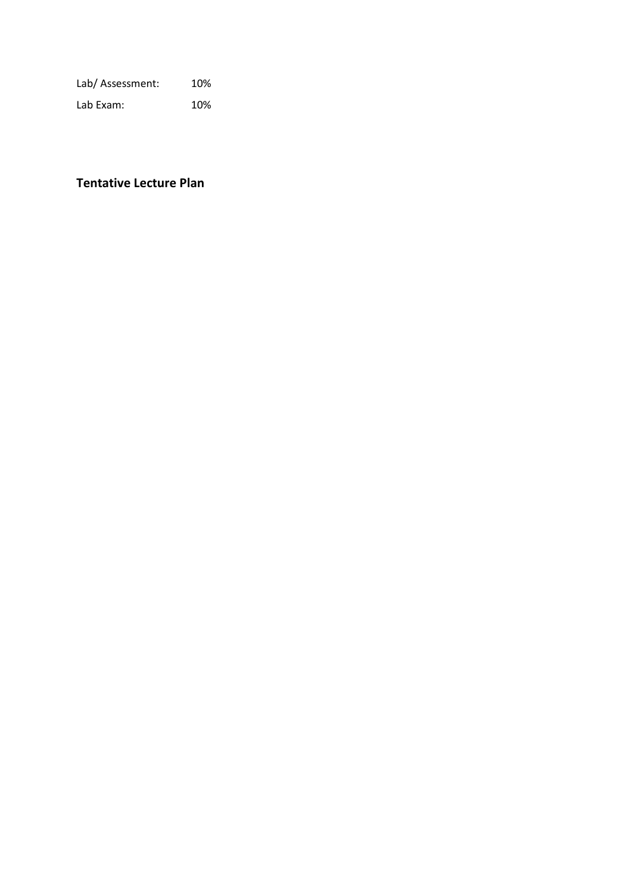| Lab/ Assessment: | 10% |
|---|---|
| Lab Exam: | 10% |

**Tentative Lecture Plan**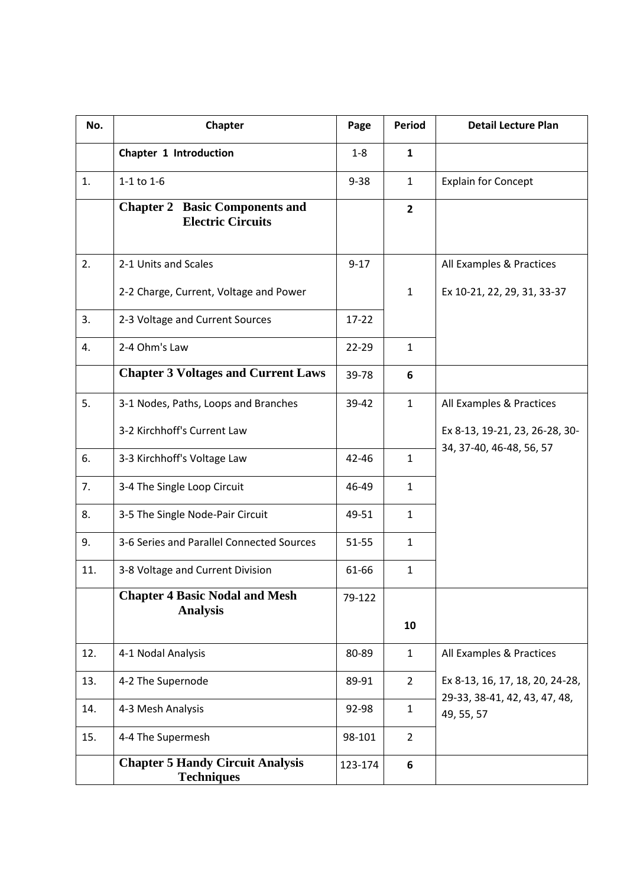| No. | Chapter | Page | Period | Detail Lecture Plan |
| --- | --- | --- | --- | --- |
| | **Chapter 1 Introduction** | 1-8 | **1** | |
| 1. | 1-1 to 1-6 | 9-38 | 1 | Explain for Concept |
| | **Chapter 2 Basic Components and Electric Circuits** | | **2** | |
| 2. | 2-1 Units and Scales<br>2-2 Charge, Current, Voltage and Power | 9-17 | 1 | All Examples & Practices<br>Ex 10-21, 22, 29, 31, 33-37 |
| 3. | 2-3 Voltage and Current Sources | 17-22 | | |
| 4. | 2-4 Ohm's Law | 22-29 | 1 | |
| | **Chapter 3 Voltages and Current Laws** | 39-78 | **6** | |
| 5. | 3-1 Nodes, Paths, Loops and Branches<br>3-2 Kirchhoff's Current Law | 39-42 | 1 | All Examples & Practices<br>Ex 8-13, 19-21, 23, 26-28, 30-34, 37-40, 46-48, 56, 57 |
| 6. | 3-3 Kirchhoff's Voltage Law | 42-46 | 1 | |
| 7. | 3-4 The Single Loop Circuit | 46-49 | 1 | |
| 8. | 3-5 The Single Node-Pair Circuit | 49-51 | 1 | |
| 9. | 3-6 Series and Parallel Connected Sources | 51-55 | 1 | |
| 11. | 3-8 Voltage and Current Division | 61-66 | 1 | |
| | **Chapter 4 Basic Nodal and Mesh Analysis** | 79-122 | **10** | |
| 12. | 4-1 Nodal Analysis | 80-89 | 1 | All Examples & Practices<br>Ex 8-13, 16, 17, 18, 20, 24-28, 29-33, 38-41, 42, 43, 47, 48, 49, 55, 57 |
| 13. | 4-2 The Supernode | 89-91 | 2 | |
| 14. | 4-3 Mesh Analysis | 92-98 | 1 | |
| 15. | 4-4 The Supermesh | 98-101 | 2 | |
| | **Chapter 5 Handy Circuit Analysis Techniques** | 123-174 | **6** | |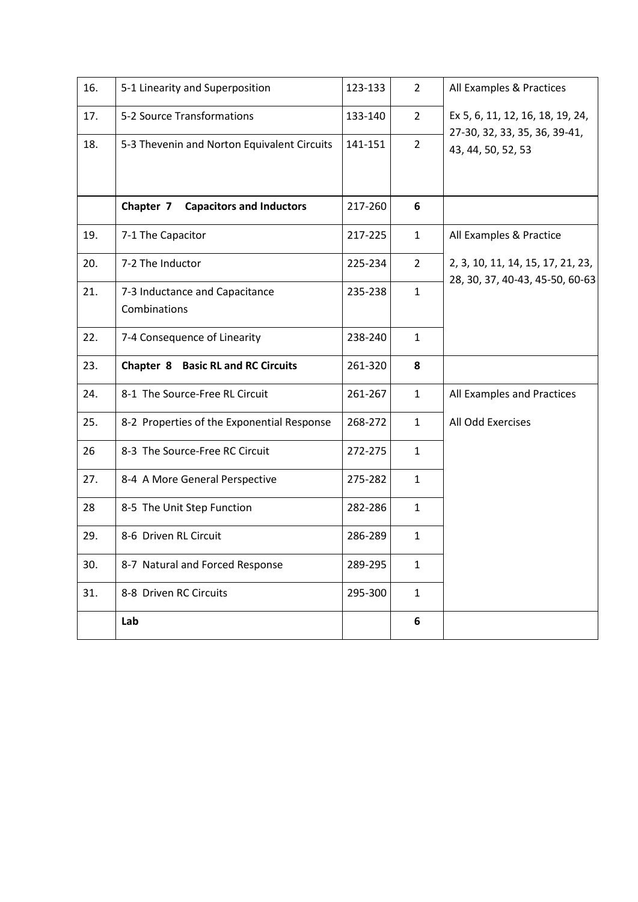| | | | | |
|---|---|---|---|---|
| 16. | 5-1 Linearity and Superposition | 123-133 | 2 | All Examples & Practices |
| 17. | 5-2 Source Transformations | 133-140 | 2 | Ex 5, 6, 11, 12, 16, 18, 19, 24, 27-30, 32, 33, 35, 36, 39-41, 43, 44, 50, 52, 53 |
| 18. | 5-3 Thevenin and Norton Equivalent Circuits | 141-151 | 2 | |
| | **Chapter 7 Capacitors and Inductors** | 217-260 | **6** | |
| 19. | 7-1 The Capacitor | 217-225 | 1 | All Examples & Practice |
| 20. | 7-2 The Inductor | 225-234 | 2 | 2, 3, 10, 11, 14, 15, 17, 21, 23, 28, 30, 37, 40-43, 45-50, 60-63 |
| 21. | 7-3 Inductance and Capacitance Combinations | 235-238 | 1 | |
| 22. | 7-4 Consequence of Linearity | 238-240 | 1 | |
| 23. | **Chapter 8 Basic RL and RC Circuits** | 261-320 | **8** | |
| 24. | 8-1 The Source-Free RL Circuit | 261-267 | 1 | All Examples and Practices |
| 25. | 8-2 Properties of the Exponential Response | 268-272 | 1 | All Odd Exercises |
| 26 | 8-3 The Source-Free RC Circuit | 272-275 | 1 | |
| 27. | 8-4 A More General Perspective | 275-282 | 1 | |
| 28 | 8-5 The Unit Step Function | 282-286 | 1 | |
| 29. | 8-6 Driven RL Circuit | 286-289 | 1 | |
| 30. | 8-7 Natural and Forced Response | 289-295 | 1 | |
| 31. | 8-8 Driven RC Circuits | 295-300 | 1 | |
| | **Lab** | | **6** | |